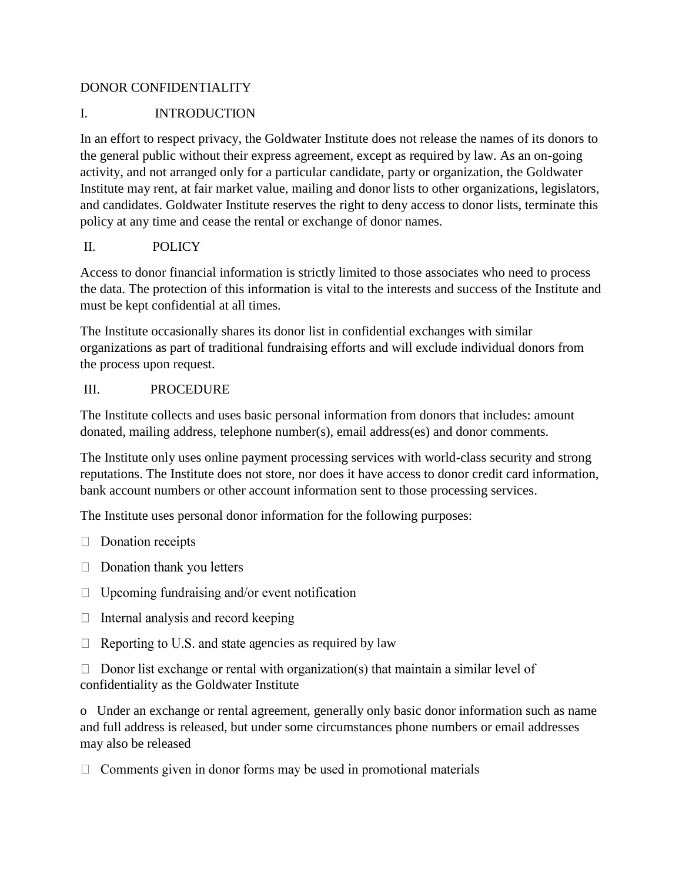# DONOR CONFIDENTIALITY

## I. INTRODUCTION

In an effort to respect privacy, the Goldwater Institute does not release the names of its donors to the general public without their express agreement, except as required by law. As an on-going activity, and not arranged only for a particular candidate, party or organization, the Goldwater Institute may rent, at fair market value, mailing and donor lists to other organizations, legislators, and candidates. Goldwater Institute reserves the right to deny access to donor lists, terminate this policy at any time and cease the rental or exchange of donor names.

## II. POLICY

Access to donor financial information is strictly limited to those associates who need to process the data. The protection of this information is vital to the interests and success of the Institute and must be kept confidential at all times.

The Institute occasionally shares its donor list in confidential exchanges with similar organizations as part of traditional fundraising efforts and will exclude individual donors from the process upon request.

## III. PROCEDURE

The Institute collects and uses basic personal information from donors that includes: amount donated, mailing address, telephone number(s), email address(es) and donor comments.

The Institute only uses online payment processing services with world-class security and strong reputations. The Institute does not store, nor does it have access to donor credit card information, bank account numbers or other account information sent to those processing services.

The Institute uses personal donor information for the following purposes:

- Donation receipts
- Donation thank you letters
- Upcoming fundraising and/or event notification
- Internal analysis and record keeping
- Reporting to U.S. and state agencies as required by law
- Donor list exchange or rental with organization(s) that maintain a similar level of confidentiality as the Goldwater Institute
    - Under an exchange or rental agreement, generally only basic donor information such as name and full address is released, but under some circumstances phone numbers or email addresses may also be released
- Comments given in donor forms may be used in promotional materials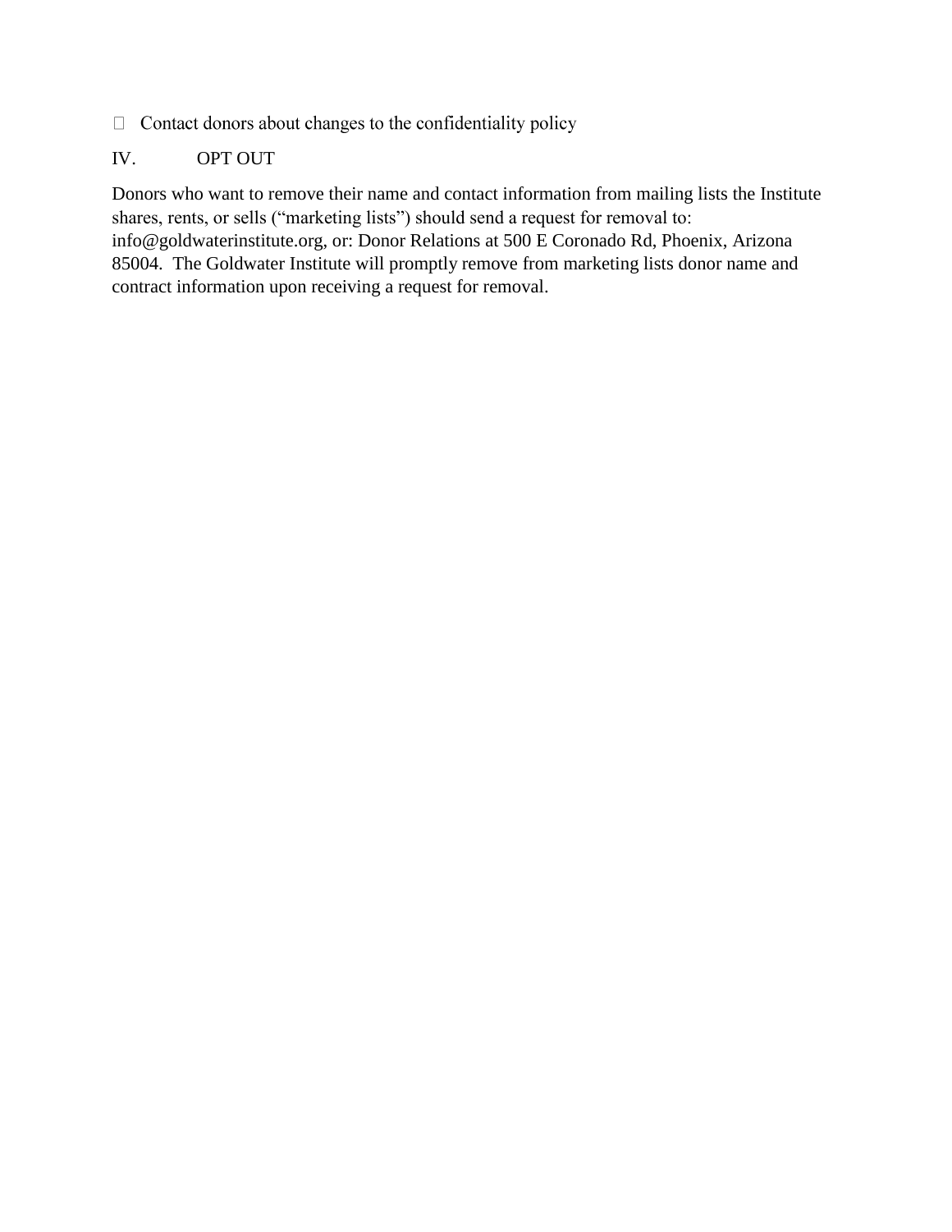- Contact donors about changes to the confidentiality policy

## IV. OPT OUT

Donors who want to remove their name and contact information from mailing lists the Institute shares, rents, or sells ("marketing lists") should send a request for removal to: info@goldwaterinstitute.org, or: Donor Relations at 500 E Coronado Rd, Phoenix, Arizona 85004. The Goldwater Institute will promptly remove from marketing lists donor name and contract information upon receiving a request for removal.